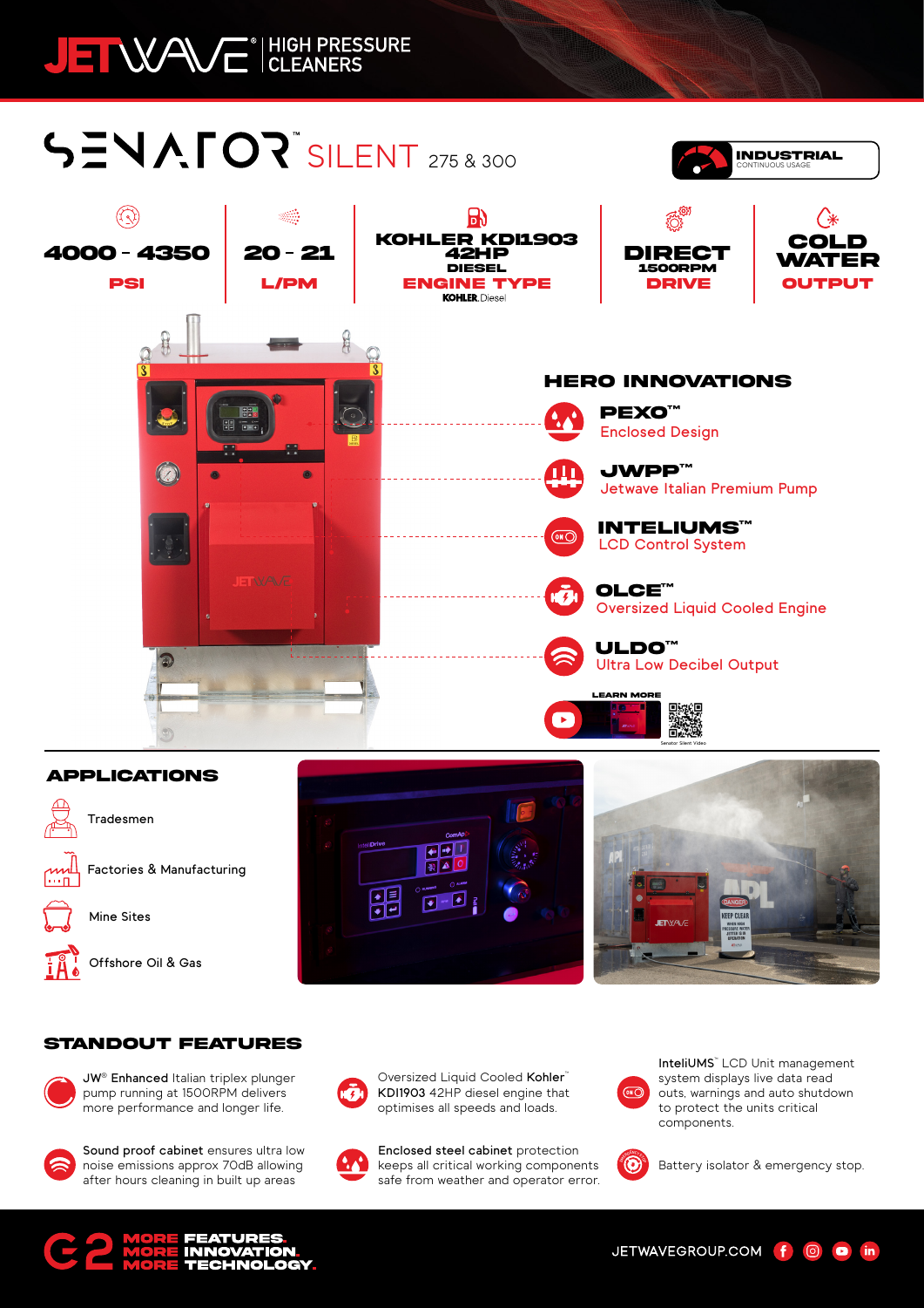JETWAVE® | HIGH PRESSURE CLEANERS

# SENATOR™ SILENT 275 & 300

**INDUSTRIAL** CONTINUOUS USAGE

| 4000 - 4350 | 20 - 21 | KOHLER KDI1903 42HP DIESEL | DIRECT 1500RPM | COLD WATER |
|---|---|---|---|---|
| PSI | L/PM | ENGINE TYPE | DRIVE | OUTPUT |

KOHLER Diesel

## HERO INNOVATIONS

- **PEXO™** Enclosed Design
- **JWPP™** Jetwave Italian Premium Pump
- **INTELIUMS™** LCD Control System
- **OLCE™** Oversized Liquid Cooled Engine
- **ULDO™** Ultra Low Decibel Output

LEARN MORE

Senator Silent Video

## APPLICATIONS

- Tradesmen
- Factories & Manufacturing
- Mine Sites
- Offshore Oil & Gas

## STANDOUT FEATURES

- JW® **Enhanced** Italian triplex plunger pump running at 1500RPM delivers more performance and longer life.
- Oversized Liquid Cooled **Kohler™** KDI1903 42HP diesel engine that optimises all speeds and loads.
- **InteliUMS™** LCD Unit management system displays live data read outs, warnings and auto shutdown to protect the units critical components.
- **Sound proof cabinet** ensures ultra low noise emissions approx 70dB allowing after hours cleaning in built up areas
- **Enclosed steel cabinet** protection keeps all critical working components safe from weather and operator error.
- Battery isolator & emergency stop.

MORE FEATURES. MORE INNOVATION. MORE TECHNOLOGY.

JETWAVEGROUP.COM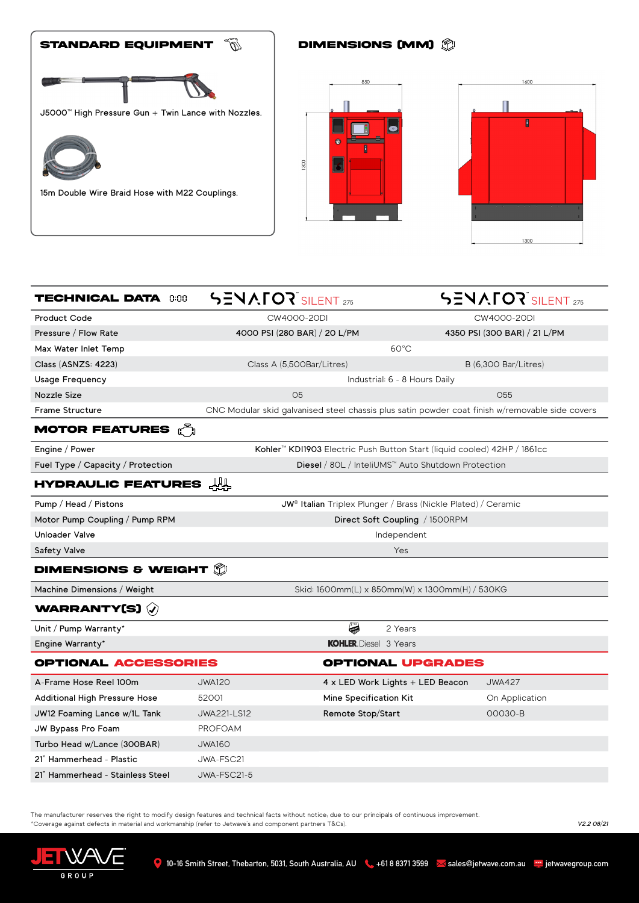## STANDARD EQUIPMENT

J5000™ High Pressure Gun + Twin Lance with Nozzles.

15m Double Wire Braid Hose with M22 Couplings.

## DIMENSIONS (MM)

850

1300

1600

1300

## TECHNICAL DATA

| TECHNICAL DATA | SENATOR SILENT 275 | SENATOR SILENT 275 |
|---|---|---|
| Product Code | CW4000-20DI | CW4000-20DI |
| Pressure / Flow Rate | **4000 PSI (280 BAR) / 20 L/PM** | **4350 PSI (300 BAR) / 21 L/PM** |
| Max Water Inlet Temp | 60°C | |
| Class (ASNZS: 4223) | Class A (5,500Bar/Litres) | B (6,300 Bar/Litres) |
| Usage Frequency | Industrial: 6 - 8 Hours Daily | |
| Nozzle Size | 05 | 055 |
| Frame Structure | CNC Modular skid galvanised steel chassis plus satin powder coat finish w/removable side covers | |

## MOTOR FEATURES

| | |
|---|---|
| Engine / Power | **Kohler™ KDI1903** Electric Push Button Start (liquid cooled) 42HP / 1861cc |
| Fuel Type / Capacity / Protection | **Diesel** / 80L / InteliUMS™ Auto Shutdown Protection |

## HYDRAULIC FEATURES

| | |
|---|---|
| Pump / Head / Pistons | **JW® Italian** Triplex Plunger / Brass (Nickle Plated) / Ceramic |
| Motor Pump Coupling / Pump RPM | **Direct Soft Coupling** / 1500RPM |
| Unloader Valve | Independent |
| Safety Valve | Yes |

## DIMENSIONS & WEIGHT

| | |
|---|---|
| Machine Dimensions / Weight | Skid: 1600mm(L) x 850mm(W) x 1300mm(H) / 530KG |

## WARRANTY(S)

| | |
|---|---|
| Unit / Pump Warranty* | 2 Years |
| Engine Warranty* | KOHLER Diesel 3 Years |

## OPTIONAL ACCESSORIES

| | |
|---|---|
| A-Frame Hose Reel 100m | JWA120 |
| Additional High Pressure Hose | 52001 |
| JW12 Foaming Lance w/1L Tank | JWA221-LS12 |
| JW Bypass Pro Foam | PROFOAM |
| Turbo Head w/Lance (300BAR) | JWA160 |
| 21" Hammerhead - Plastic | JWA-FSC21 |
| 21" Hammerhead - Stainless Steel | JWA-FSC21-5 |

## OPTIONAL UPGRADES

| | |
|---|---|
| 4 x LED Work Lights + LED Beacon | JWA427 |
| Mine Specification Kit | On Application |
| Remote Stop/Start | 00030-B |

The manufacturer reserves the right to modify design features and technical facts without notice; due to our principals of continuous improvement.
*Coverage against defects in material and workmanship (refer to Jetwave's and component partners T&Cs).

V2.2 08/21

JETWAVE GROUP

10-16 Smith Street, Thebarton, 5031, South Australia, AU | +61 8 8371 3599 | sales@jetwave.com.au | jetwavegroup.com